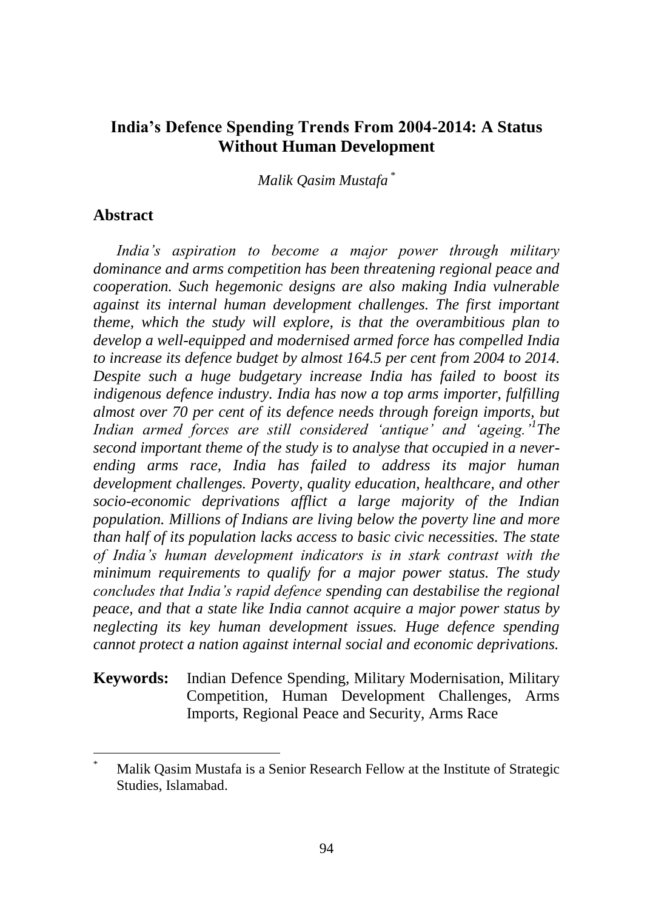# India's Defence Spending Trends From 2004-2014: A Status Without Human Development

*Malik Qasim Mustafa* *

## Abstract

*India's aspiration to become a major power through military dominance and arms competition has been threatening regional peace and cooperation. Such hegemonic designs are also making India vulnerable against its internal human development challenges. The first important theme, which the study will explore, is that the overambitious plan to develop a well-equipped and modernised armed force has compelled India to increase its defence budget by almost 164.5 per cent from 2004 to 2014. Despite such a huge budgetary increase India has failed to boost its indigenous defence industry. India has now a top arms importer, fulfilling almost over 70 per cent of its defence needs through foreign imports, but Indian armed forces are still considered 'antique' and 'ageing.'[1] The second important theme of the study is to analyse that occupied in a never-ending arms race, India has failed to address its major human development challenges. Poverty, quality education, healthcare, and other socio-economic deprivations afflict a large majority of the Indian population. Millions of Indians are living below the poverty line and more than half of its population lacks access to basic civic necessities. The state of India's human development indicators is in stark contrast with the minimum requirements to qualify for a major power status. The study concludes that India's rapid defence spending can destabilise the regional peace, and that a state like India cannot acquire a major power status by neglecting its key human development issues. Huge defence spending cannot protect a nation against internal social and economic deprivations.*

**Keywords:** Indian Defence Spending, Military Modernisation, Military Competition, Human Development Challenges, Arms Imports, Regional Peace and Security, Arms Race

---

\* Malik Qasim Mustafa is a Senior Research Fellow at the Institute of Strategic Studies, Islamabad.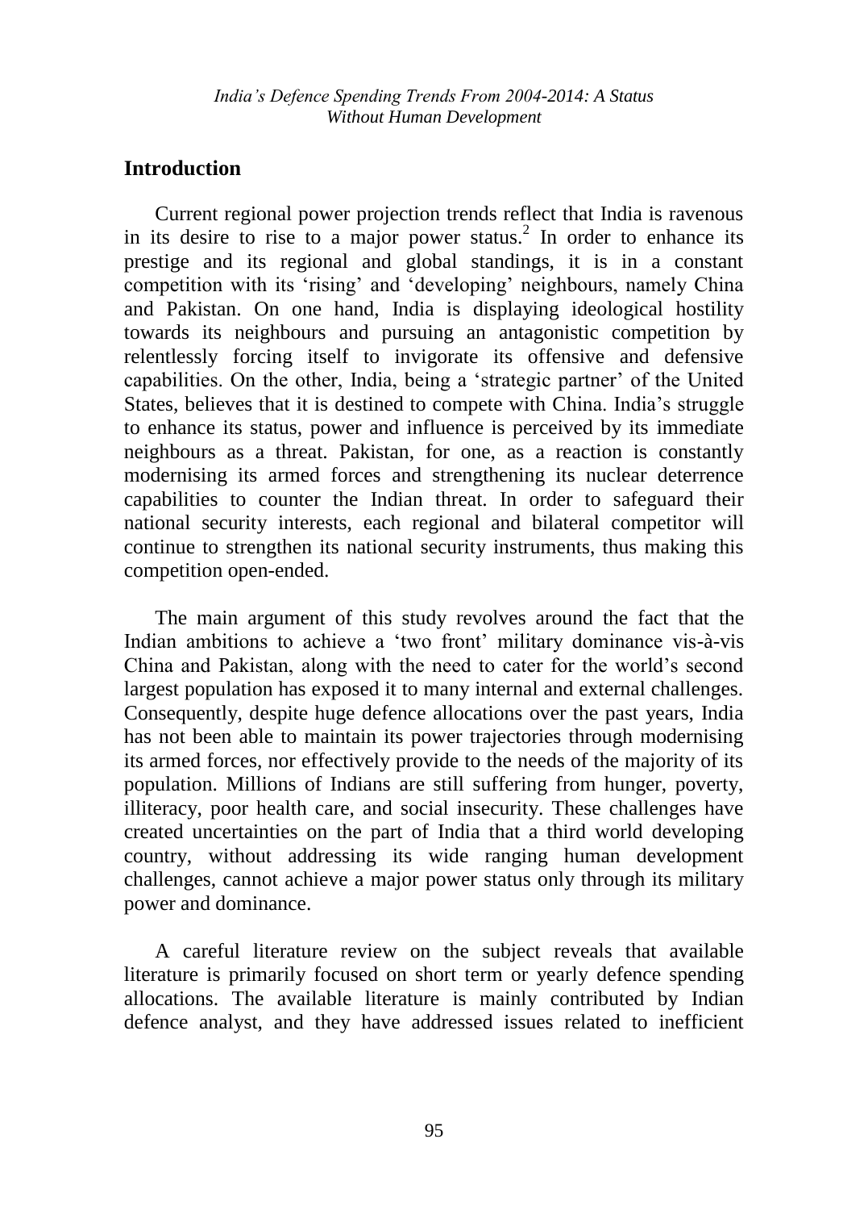## Introduction

Current regional power projection trends reflect that India is ravenous in its desire to rise to a major power status.[2] In order to enhance its prestige and its regional and global standings, it is in a constant competition with its 'rising' and 'developing' neighbours, namely China and Pakistan. On one hand, India is displaying ideological hostility towards its neighbours and pursuing an antagonistic competition by relentlessly forcing itself to invigorate its offensive and defensive capabilities. On the other, India, being a 'strategic partner' of the United States, believes that it is destined to compete with China. India's struggle to enhance its status, power and influence is perceived by its immediate neighbours as a threat. Pakistan, for one, as a reaction is constantly modernising its armed forces and strengthening its nuclear deterrence capabilities to counter the Indian threat. In order to safeguard their national security interests, each regional and bilateral competitor will continue to strengthen its national security instruments, thus making this competition open-ended.

The main argument of this study revolves around the fact that the Indian ambitions to achieve a 'two front' military dominance vis-à-vis China and Pakistan, along with the need to cater for the world's second largest population has exposed it to many internal and external challenges. Consequently, despite huge defence allocations over the past years, India has not been able to maintain its power trajectories through modernising its armed forces, nor effectively provide to the needs of the majority of its population. Millions of Indians are still suffering from hunger, poverty, illiteracy, poor health care, and social insecurity. These challenges have created uncertainties on the part of India that a third world developing country, without addressing its wide ranging human development challenges, cannot achieve a major power status only through its military power and dominance.

A careful literature review on the subject reveals that available literature is primarily focused on short term or yearly defence spending allocations. The available literature is mainly contributed by Indian defence analyst, and they have addressed issues related to inefficient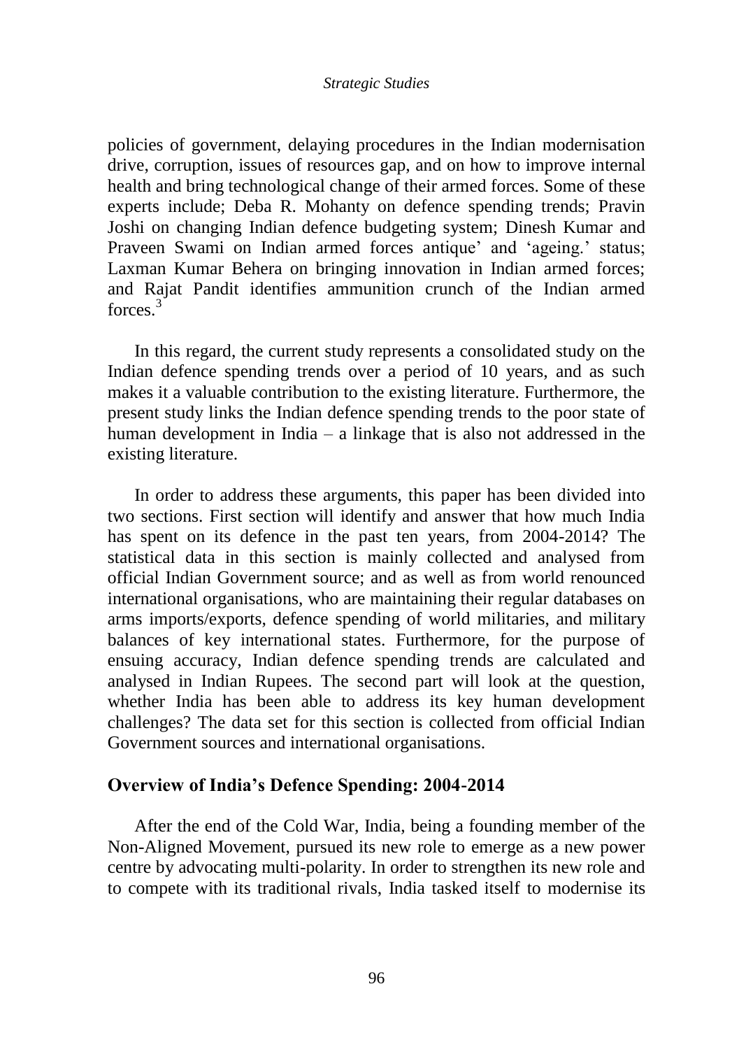policies of government, delaying procedures in the Indian modernisation drive, corruption, issues of resources gap, and on how to improve internal health and bring technological change of their armed forces. Some of these experts include; Deba R. Mohanty on defence spending trends; Pravin Joshi on changing Indian defence budgeting system; Dinesh Kumar and Praveen Swami on Indian armed forces antique' and 'ageing.' status; Laxman Kumar Behera on bringing innovation in Indian armed forces; and Rajat Pandit identifies ammunition crunch of the Indian armed forces.[3]

In this regard, the current study represents a consolidated study on the Indian defence spending trends over a period of 10 years, and as such makes it a valuable contribution to the existing literature. Furthermore, the present study links the Indian defence spending trends to the poor state of human development in India – a linkage that is also not addressed in the existing literature.

In order to address these arguments, this paper has been divided into two sections. First section will identify and answer that how much India has spent on its defence in the past ten years, from 2004-2014? The statistical data in this section is mainly collected and analysed from official Indian Government source; and as well as from world renounced international organisations, who are maintaining their regular databases on arms imports/exports, defence spending of world militaries, and military balances of key international states. Furthermore, for the purpose of ensuing accuracy, Indian defence spending trends are calculated and analysed in Indian Rupees. The second part will look at the question, whether India has been able to address its key human development challenges? The data set for this section is collected from official Indian Government sources and international organisations.

## Overview of India's Defence Spending: 2004-2014

After the end of the Cold War, India, being a founding member of the Non-Aligned Movement, pursued its new role to emerge as a new power centre by advocating multi-polarity. In order to strengthen its new role and to compete with its traditional rivals, India tasked itself to modernise its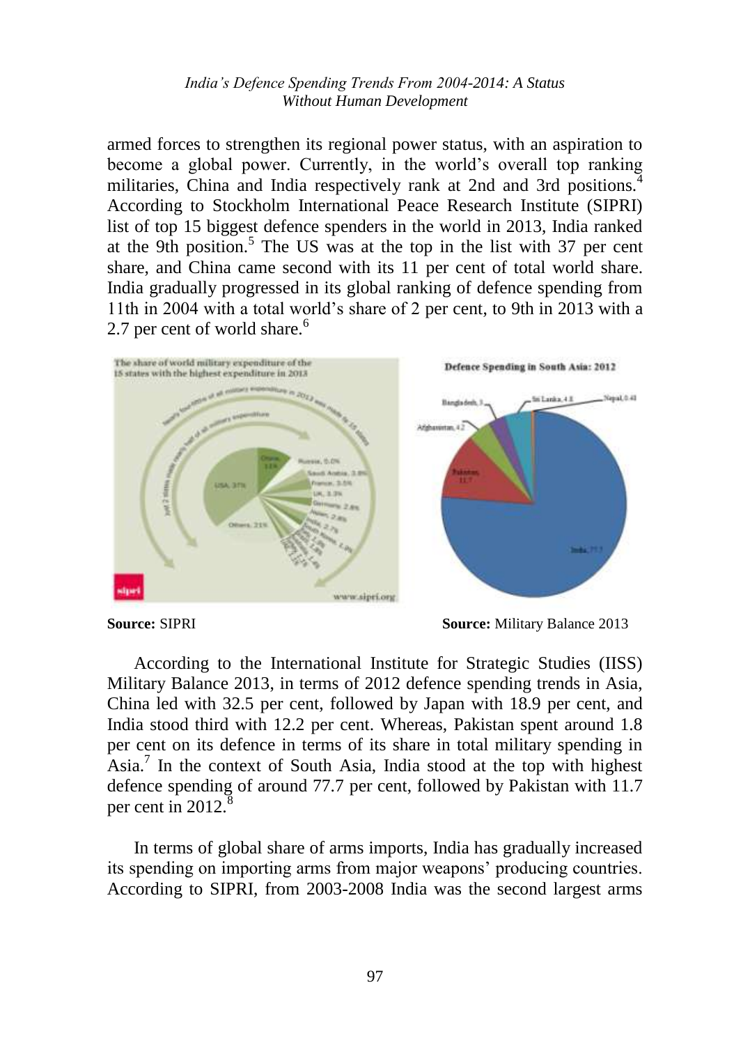armed forces to strengthen its regional power status, with an aspiration to become a global power. Currently, in the world's overall top ranking militaries, China and India respectively rank at 2nd and 3rd positions.[4] According to Stockholm International Peace Research Institute (SIPRI) list of top 15 biggest defence spenders in the world in 2013, India ranked at the 9th position.[5] The US was at the top in the list with 37 per cent share, and China came second with its 11 per cent of total world share. India gradually progressed in its global ranking of defence spending from 11th in 2004 with a total world's share of 2 per cent, to 9th in 2013 with a 2.7 per cent of world share.[6]

**Source:** SIPRI

**Source:** Military Balance 2013

According to the International Institute for Strategic Studies (IISS) Military Balance 2013, in terms of 2012 defence spending trends in Asia, China led with 32.5 per cent, followed by Japan with 18.9 per cent, and India stood third with 12.2 per cent. Whereas, Pakistan spent around 1.8 per cent on its defence in terms of its share in total military spending in Asia.[7] In the context of South Asia, India stood at the top with highest defence spending of around 77.7 per cent, followed by Pakistan with 11.7 per cent in 2012.[8]

In terms of global share of arms imports, India has gradually increased its spending on importing arms from major weapons' producing countries. According to SIPRI, from 2003-2008 India was the second largest arms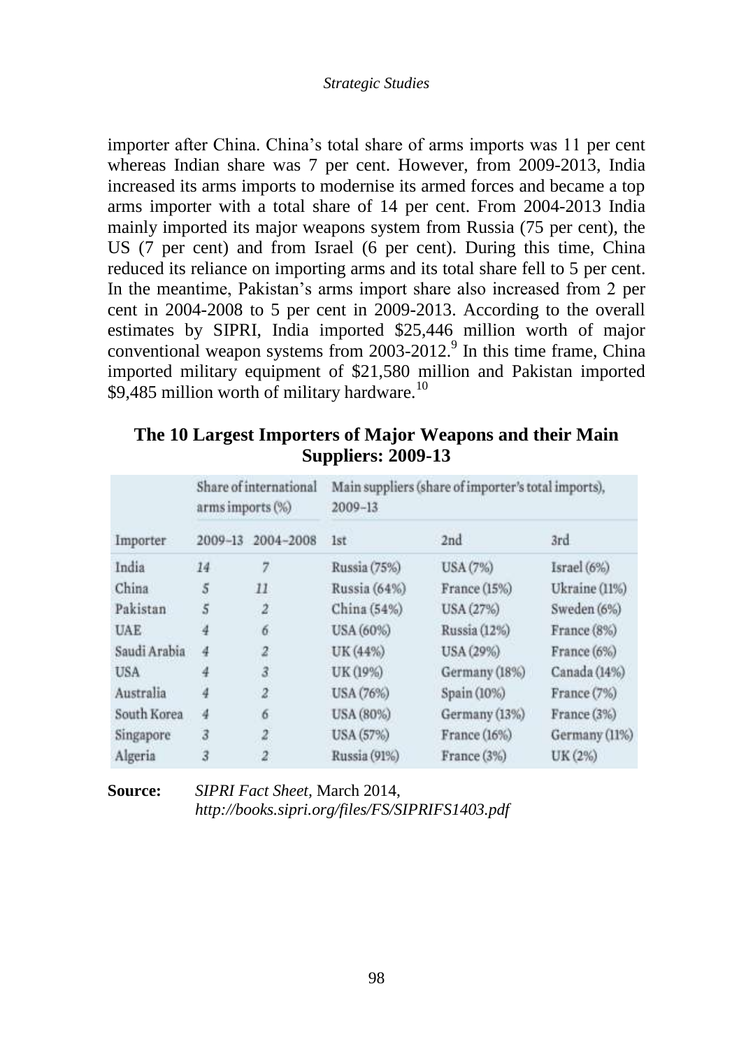importer after China. China's total share of arms imports was 11 per cent whereas Indian share was 7 per cent. However, from 2009-2013, India increased its arms imports to modernise its armed forces and became a top arms importer with a total share of 14 per cent. From 2004-2013 India mainly imported its major weapons system from Russia (75 per cent), the US (7 per cent) and from Israel (6 per cent). During this time, China reduced its reliance on importing arms and its total share fell to 5 per cent. In the meantime, Pakistan's arms import share also increased from 2 per cent in 2004-2008 to 5 per cent in 2009-2013. According to the overall estimates by SIPRI, India imported $25,446 million worth of major conventional weapon systems from 2003-2012.[9] In this time frame, China imported military equipment of $21,580 million and Pakistan imported $9,485 million worth of military hardware.[10]

**The 10 Largest Importers of Major Weapons and their Main Suppliers: 2009-13**

| | Share of international arms imports (%) | | Main suppliers (share of importer's total imports), 2009–13 | | |
|---|---|---|---|---|---|
| Importer | 2009–13 | 2004–2008 | 1st | 2nd | 3rd |
| India | 14 | 7 | Russia (75%) | USA (7%) | Israel (6%) |
| China | 5 | 11 | Russia (64%) | France (15%) | Ukraine (11%) |
| Pakistan | 5 | 2 | China (54%) | USA (27%) | Sweden (6%) |
| UAE | 4 | 6 | USA (60%) | Russia (12%) | France (8%) |
| Saudi Arabia | 4 | 2 | UK (44%) | USA (29%) | France (6%) |
| USA | 4 | 3 | UK (19%) | Germany (18%) | Canada (14%) |
| Australia | 4 | 2 | USA (76%) | Spain (10%) | France (7%) |
| South Korea | 4 | 6 | USA (80%) | Germany (13%) | France (3%) |
| Singapore | 3 | 2 | USA (57%) | France (16%) | Germany (11%) |
| Algeria | 3 | 2 | Russia (91%) | France (3%) | UK (2%) |

**Source:** *SIPRI Fact Sheet*, March 2014, *http://books.sipri.org/files/FS/SIPRIFS1403.pdf*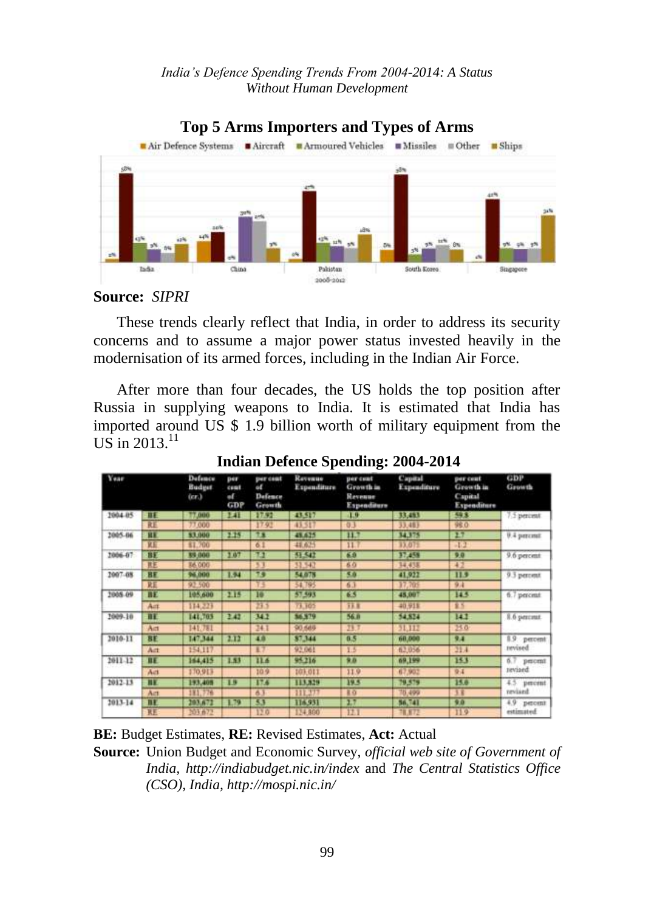**Top 5 Arms Importers and Types of Arms**

**Source:** *SIPRI*

These trends clearly reflect that India, in order to address its security concerns and to assume a major power status invested heavily in the modernisation of its armed forces, including in the Indian Air Force.

After more than four decades, the US holds the top position after Russia in supplying weapons to India. It is estimated that India has imported around US $ 1.9 billion worth of military equipment from the US in 2013.[11]

**Indian Defence Spending: 2004-2014**

| Year | | Defence Budget (cr.) | per cent of GDP | per cent of Defence Growth | Revenue Expenditure | per cent Growth in Revenue Expenditure | Capital Expenditure | per cent Growth in Capital Expenditure | GDP Growth |
|---|---|---|---|---|---|---|---|---|---|
| 2004-05 | BE | 77,000 | 2.41 | 17.92 | 43,517 | -1.9 | 33,483 | 59.5 | 7.5 percent |
| | RE | 77,000 | | 17.92 | 43,517 | 0.3 | 33,483 | 98.0 | |
| 2005-06 | BE | 83,000 | 2.25 | 7.8 | 48,625 | 11.7 | 34,375 | 2.7 | 9.4 percent |
| | RE | 81,700 | | 6.1 | 48,625 | 11.7 | 33,075 | -1.2 | |
| 2006-07 | BE | 89,000 | 2.07 | 7.2 | 51,542 | 6.0 | 37,458 | 9.0 | 9.6 percent |
| | RE | 86,000 | | 5.3 | 51,542 | 6.0 | 34,458 | 4.2 | |
| 2007-08 | BE | 96,000 | 1.94 | 7.9 | 54,078 | 5.0 | 41,922 | 11.9 | 9.3 percent |
| | RE | 92,500 | | 7.5 | 54,795 | 6.3 | 37,705 | 9.4 | |
| 2008-09 | BE | 105,600 | 2.15 | 10 | 57,593 | 6.5 | 48,007 | 14.5 | 6.7 percent |
| | Act | 114,223 | | 23.5 | 73,305 | 33.8 | 40,918 | 8.5 | |
| 2009-10 | BE | 141,703 | 2.42 | 34.2 | 86,879 | 56.0 | 54,824 | 14.2 | 8.6 percent |
| | Act | 141,781 | | 24.1 | 90,669 | 23.7 | 51,112 | 25.0 | |
| 2010-11 | BE | 147,344 | 2.12 | 4.0 | 87,344 | 0.5 | 60,000 | 9.4 | 8.9 percent revised |
| | Act | 154,117 | | 8.7 | 92,061 | 1.5 | 62,056 | 21.4 | |
| 2011-12 | BE | 164,415 | 1.83 | 11.6 | 95,216 | 9.0 | 69,199 | 15.3 | 6.7 percent revised |
| | Act | 170,913 | | 10.9 | 103,011 | 11.9 | 67,902 | 9.4 | |
| 2012-13 | BE | 193,408 | 1.9 | 17.6 | 113,829 | 19.5 | 79,579 | 15.0 | 4.5 percent revised |
| | Act | 181,776 | | 6.3 | 111,277 | 8.0 | 70,499 | 3.8 | |
| 2013-14 | BE | 203,672 | 1.79 | 5.3 | 116,931 | 2.7 | 86,741 | 9.0 | 4.9 percent estimated |
| | RE | 203,672 | | 12.0 | 124,800 | 12.1 | 78,872 | 11.9 | |

**BE:** Budget Estimates, **RE:** Revised Estimates, **Act:** Actual

**Source:** Union Budget and Economic Survey, *official web site of Government of India, http://indiabudget.nic.in/index* and *The Central Statistics Office (CSO), India, http://mospi.nic.in/*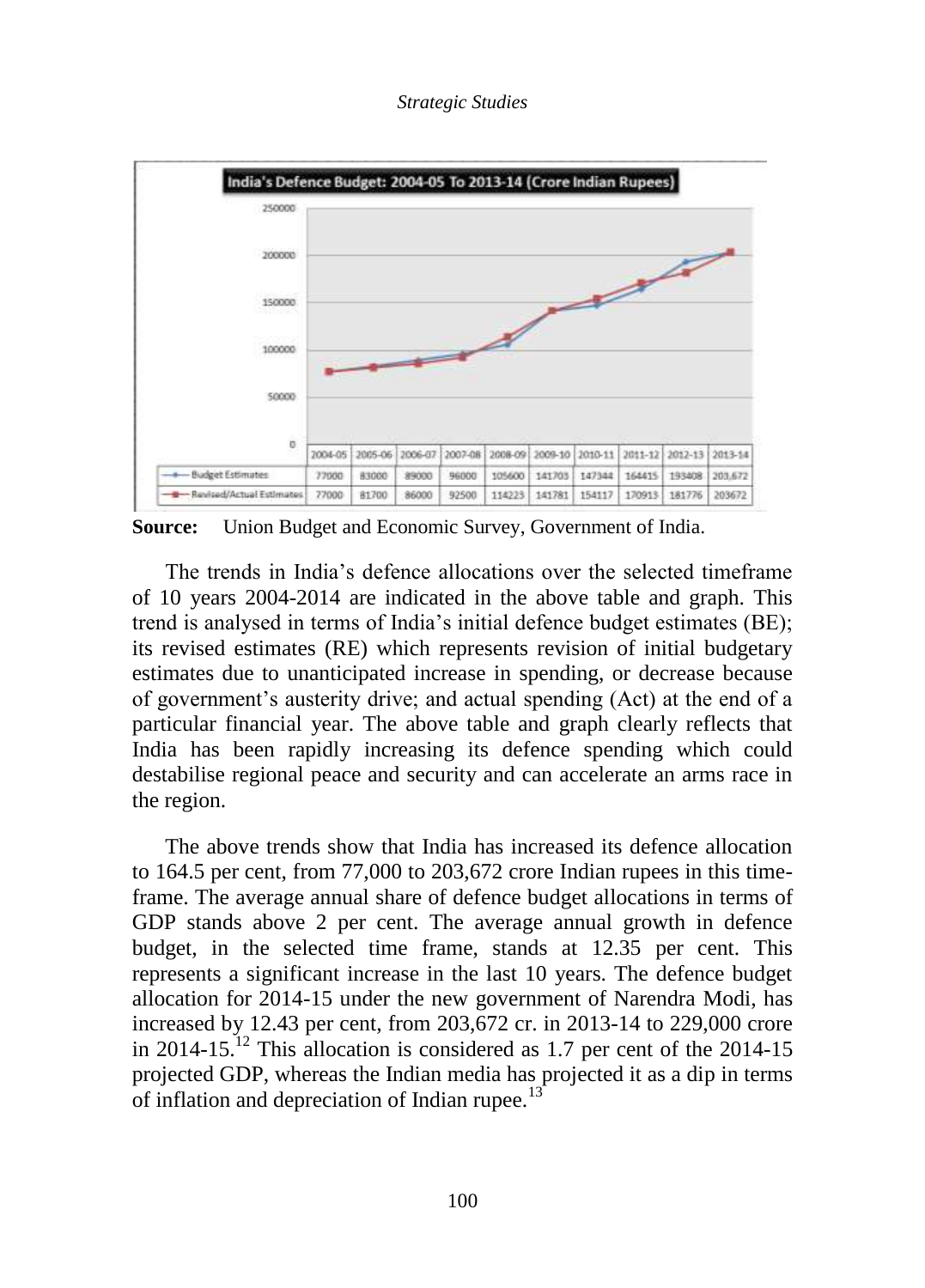**India's Defence Budget: 2004-05 To 2013-14 (Crore Indian Rupees)**

| | 2004-05 | 2005-06 | 2006-07 | 2007-08 | 2008-09 | 2009-10 | 2010-11 | 2011-12 | 2012-13 | 2013-14 |
|---|---|---|---|---|---|---|---|---|---|---|
| Budget Estimates | 77000 | 83000 | 89000 | 96000 | 105600 | 141703 | 147344 | 164415 | 193408 | 203,672 |
| Revised/Actual Estimates | 77000 | 81700 | 86000 | 92500 | 114223 | 141781 | 154117 | 170913 | 181776 | 203672 |

**Source:** Union Budget and Economic Survey, Government of India.

The trends in India's defence allocations over the selected timeframe of 10 years 2004-2014 are indicated in the above table and graph. This trend is analysed in terms of India's initial defence budget estimates (BE); its revised estimates (RE) which represents revision of initial budgetary estimates due to unanticipated increase in spending, or decrease because of government's austerity drive; and actual spending (Act) at the end of a particular financial year. The above table and graph clearly reflects that India has been rapidly increasing its defence spending which could destabilise regional peace and security and can accelerate an arms race in the region.

The above trends show that India has increased its defence allocation to 164.5 per cent, from 77,000 to 203,672 crore Indian rupees in this time-frame. The average annual share of defence budget allocations in terms of GDP stands above 2 per cent. The average annual growth in defence budget, in the selected time frame, stands at 12.35 per cent. This represents a significant increase in the last 10 years. The defence budget allocation for 2014-15 under the new government of Narendra Modi, has increased by 12.43 per cent, from 203,672 cr. in 2013-14 to 229,000 crore in 2014-15.[12] This allocation is considered as 1.7 per cent of the 2014-15 projected GDP, whereas the Indian media has projected it as a dip in terms of inflation and depreciation of Indian rupee.[13]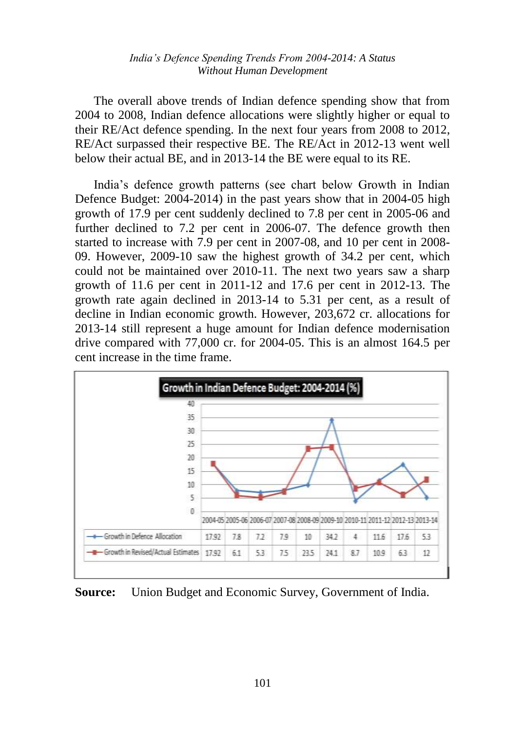The overall above trends of Indian defence spending show that from 2004 to 2008, Indian defence allocations were slightly higher or equal to their RE/Act defence spending. In the next four years from 2008 to 2012, RE/Act surpassed their respective BE. The RE/Act in 2012-13 went well below their actual BE, and in 2013-14 the BE were equal to its RE.

India's defence growth patterns (see chart below Growth in Indian Defence Budget: 2004-2014) in the past years show that in 2004-05 high growth of 17.9 per cent suddenly declined to 7.8 per cent in 2005-06 and further declined to 7.2 per cent in 2006-07. The defence growth then started to increase with 7.9 per cent in 2007-08, and 10 per cent in 2008-09. However, 2009-10 saw the highest growth of 34.2 per cent, which could not be maintained over 2010-11. The next two years saw a sharp growth of 11.6 per cent in 2011-12 and 17.6 per cent in 2012-13. The growth rate again declined in 2013-14 to 5.31 per cent, as a result of decline in Indian economic growth. However, 203,672 cr. allocations for 2013-14 still represent a huge amount for Indian defence modernisation drive compared with 77,000 cr. for 2004-05. This is an almost 164.5 per cent increase in the time frame.

**Growth in Indian Defence Budget: 2004-2014 (%)**

| | 2004-05 | 2005-06 | 2006-07 | 2007-08 | 2008-09 | 2009-10 | 2010-11 | 2011-12 | 2012-13 | 2013-14 |
|---|---|---|---|---|---|---|---|---|---|---|
| Growth in Defence Allocation | 17.92 | 7.8 | 7.2 | 7.9 | 10 | 34.2 | 4 | 11.6 | 17.6 | 5.3 |
| Growth in Revised/Actual Estimates | 17.92 | 6.1 | 5.3 | 7.5 | 23.5 | 24.1 | 8.7 | 10.9 | 6.3 | 12 |

**Source:** Union Budget and Economic Survey, Government of India.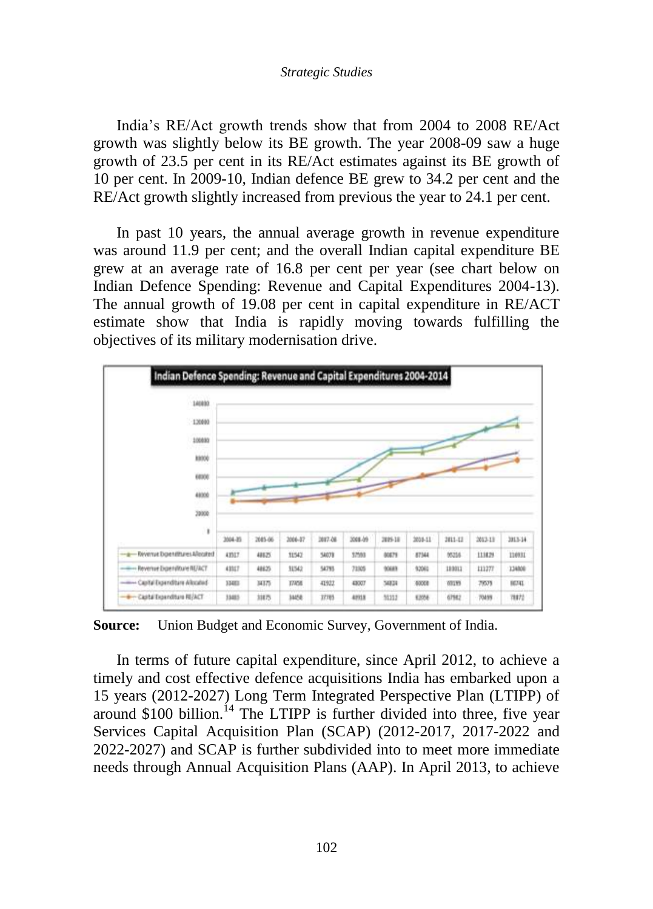India's RE/Act growth trends show that from 2004 to 2008 RE/Act growth was slightly below its BE growth. The year 2008-09 saw a huge growth of 23.5 per cent in its RE/Act estimates against its BE growth of 10 per cent. In 2009-10, Indian defence BE grew to 34.2 per cent and the RE/Act growth slightly increased from previous the year to 24.1 per cent.

In past 10 years, the annual average growth in revenue expenditure was around 11.9 per cent; and the overall Indian capital expenditure BE grew at an average rate of 16.8 per cent per year (see chart below on Indian Defence Spending: Revenue and Capital Expenditures 2004-13). The annual growth of 19.08 per cent in capital expenditure in RE/ACT estimate show that India is rapidly moving towards fulfilling the objectives of its military modernisation drive.

**Indian Defence Spending: Revenue and Capital Expenditures 2004-2014**

| | 2004-05 | 2005-06 | 2006-07 | 2007-08 | 2008-09 | 2009-10 | 2010-11 | 2011-12 | 2012-13 | 2013-14 |
|---|---|---|---|---|---|---|---|---|---|---|
| Revenue Expenditures Allocated | 43517 | 48625 | 51542 | 54078 | 57593 | 86879 | 87344 | 95216 | 111829 | 116931 |
| Revenue Expenditure RE/ACT | 43517 | 48625 | 51542 | 54795 | 73305 | 90669 | 92061 | 103011 | 111277 | 124800 |
| Capital Expenditure Allocated | 33483 | 34375 | 37458 | 41922 | 48007 | 54824 | 60000 | 69199 | 79579 | 86741 |
| Capital Expenditure RE/ACT | 33483 | 31875 | 34458 | 37705 | 40918 | 51112 | 62056 | 67902 | 70499 | 78872 |

**Source:** Union Budget and Economic Survey, Government of India.

In terms of future capital expenditure, since April 2012, to achieve a timely and cost effective defence acquisitions India has embarked upon a 15 years (2012-2027) Long Term Integrated Perspective Plan (LTIPP) of around \$100 billion.[14] The LTIPP is further divided into three, five year Services Capital Acquisition Plan (SCAP) (2012-2017, 2017-2022 and 2022-2027) and SCAP is further subdivided into to meet more immediate needs through Annual Acquisition Plans (AAP). In April 2013, to achieve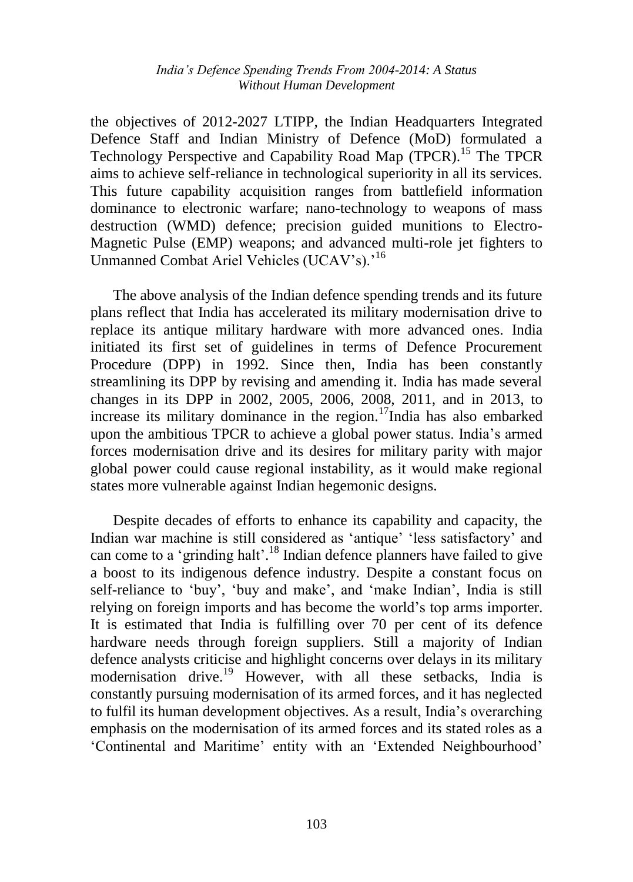the objectives of 2012-2027 LTIPP, the Indian Headquarters Integrated Defence Staff and Indian Ministry of Defence (MoD) formulated a Technology Perspective and Capability Road Map (TPCR).[15] The TPCR aims to achieve self-reliance in technological superiority in all its services. This future capability acquisition ranges from battlefield information dominance to electronic warfare; nano-technology to weapons of mass destruction (WMD) defence; precision guided munitions to Electro-Magnetic Pulse (EMP) weapons; and advanced multi-role jet fighters to Unmanned Combat Ariel Vehicles (UCAV's).'[16]

The above analysis of the Indian defence spending trends and its future plans reflect that India has accelerated its military modernisation drive to replace its antique military hardware with more advanced ones. India initiated its first set of guidelines in terms of Defence Procurement Procedure (DPP) in 1992. Since then, India has been constantly streamlining its DPP by revising and amending it. India has made several changes in its DPP in 2002, 2005, 2006, 2008, 2011, and in 2013, to increase its military dominance in the region.[17]India has also embarked upon the ambitious TPCR to achieve a global power status. India's armed forces modernisation drive and its desires for military parity with major global power could cause regional instability, as it would make regional states more vulnerable against Indian hegemonic designs.

Despite decades of efforts to enhance its capability and capacity, the Indian war machine is still considered as 'antique' 'less satisfactory' and can come to a 'grinding halt'.[18] Indian defence planners have failed to give a boost to its indigenous defence industry. Despite a constant focus on self-reliance to 'buy', 'buy and make', and 'make Indian', India is still relying on foreign imports and has become the world's top arms importer. It is estimated that India is fulfilling over 70 per cent of its defence hardware needs through foreign suppliers. Still a majority of Indian defence analysts criticise and highlight concerns over delays in its military modernisation drive.[19] However, with all these setbacks, India is constantly pursuing modernisation of its armed forces, and it has neglected to fulfil its human development objectives. As a result, India's overarching emphasis on the modernisation of its armed forces and its stated roles as a 'Continental and Maritime' entity with an 'Extended Neighbourhood'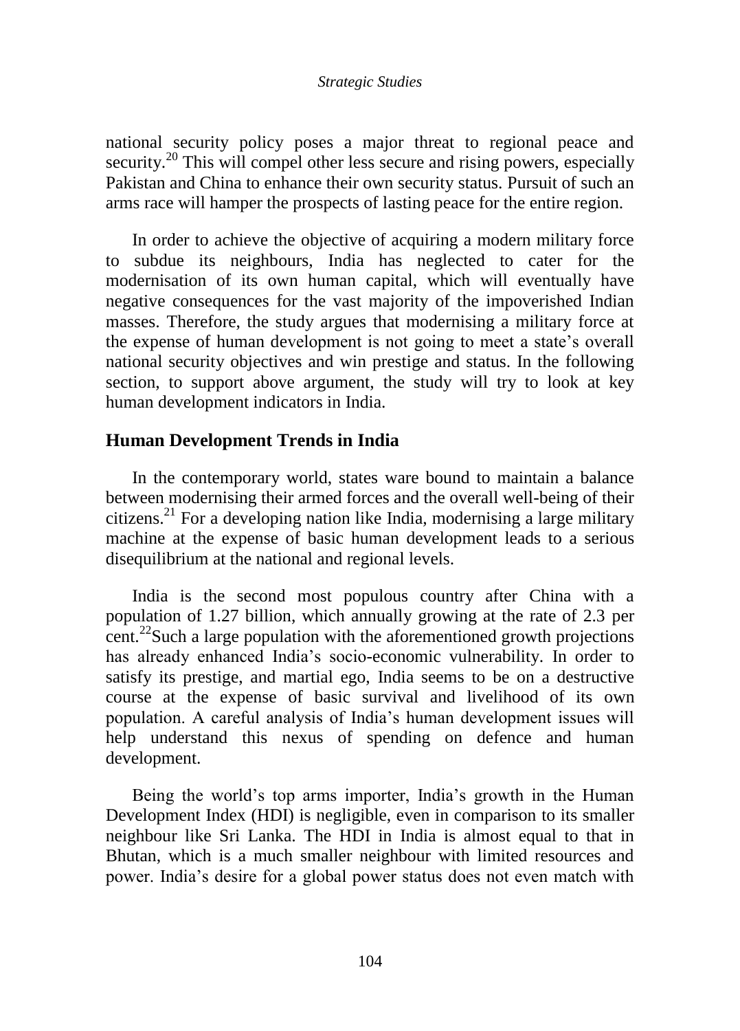national security policy poses a major threat to regional peace and security.[20] This will compel other less secure and rising powers, especially Pakistan and China to enhance their own security status. Pursuit of such an arms race will hamper the prospects of lasting peace for the entire region.

In order to achieve the objective of acquiring a modern military force to subdue its neighbours, India has neglected to cater for the modernisation of its own human capital, which will eventually have negative consequences for the vast majority of the impoverished Indian masses. Therefore, the study argues that modernising a military force at the expense of human development is not going to meet a state's overall national security objectives and win prestige and status. In the following section, to support above argument, the study will try to look at key human development indicators in India.

## Human Development Trends in India

In the contemporary world, states ware bound to maintain a balance between modernising their armed forces and the overall well-being of their citizens.[21] For a developing nation like India, modernising a large military machine at the expense of basic human development leads to a serious disequilibrium at the national and regional levels.

India is the second most populous country after China with a population of 1.27 billion, which annually growing at the rate of 2.3 per cent.[22]Such a large population with the aforementioned growth projections has already enhanced India's socio-economic vulnerability. In order to satisfy its prestige, and martial ego, India seems to be on a destructive course at the expense of basic survival and livelihood of its own population. A careful analysis of India's human development issues will help understand this nexus of spending on defence and human development.

Being the world's top arms importer, India's growth in the Human Development Index (HDI) is negligible, even in comparison to its smaller neighbour like Sri Lanka. The HDI in India is almost equal to that in Bhutan, which is a much smaller neighbour with limited resources and power. India's desire for a global power status does not even match with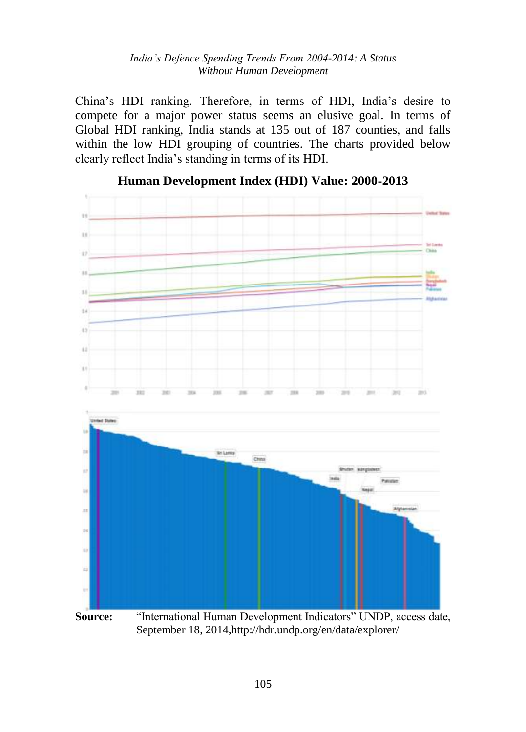China's HDI ranking. Therefore, in terms of HDI, India's desire to compete for a major power status seems an elusive goal. In terms of Global HDI ranking, India stands at 135 out of 187 counties, and falls within the low HDI grouping of countries. The charts provided below clearly reflect India's standing in terms of its HDI.

**Human Development Index (HDI) Value: 2000-2013**

**Source:** "International Human Development Indicators" UNDP, access date, September 18, 2014,http://hdr.undp.org/en/data/explorer/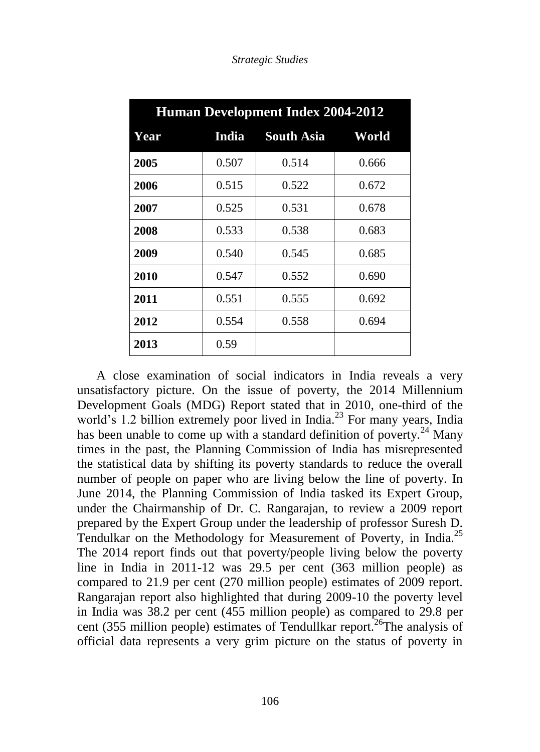| Human Development Index 2004-2012 | | | |
|---|---|---|---|
| **Year** | **India** | **South Asia** | **World** |
| **2005** | 0.507 | 0.514 | 0.666 |
| **2006** | 0.515 | 0.522 | 0.672 |
| **2007** | 0.525 | 0.531 | 0.678 |
| **2008** | 0.533 | 0.538 | 0.683 |
| **2009** | 0.540 | 0.545 | 0.685 |
| **2010** | 0.547 | 0.552 | 0.690 |
| **2011** | 0.551 | 0.555 | 0.692 |
| **2012** | 0.554 | 0.558 | 0.694 |
| **2013** | 0.59 | | |

A close examination of social indicators in India reveals a very unsatisfactory picture. On the issue of poverty, the 2014 Millennium Development Goals (MDG) Report stated that in 2010, one-third of the world's 1.2 billion extremely poor lived in India.[23] For many years, India has been unable to come up with a standard definition of poverty.[24] Many times in the past, the Planning Commission of India has misrepresented the statistical data by shifting its poverty standards to reduce the overall number of people on paper who are living below the line of poverty. In June 2014, the Planning Commission of India tasked its Expert Group, under the Chairmanship of Dr. C. Rangarajan, to review a 2009 report prepared by the Expert Group under the leadership of professor Suresh D. Tendulkar on the Methodology for Measurement of Poverty, in India.[25] The 2014 report finds out that poverty/people living below the poverty line in India in 2011-12 was 29.5 per cent (363 million people) as compared to 21.9 per cent (270 million people) estimates of 2009 report. Rangarajan report also highlighted that during 2009-10 the poverty level in India was 38.2 per cent (455 million people) as compared to 29.8 per cent (355 million people) estimates of Tendullkar report.[26]The analysis of official data represents a very grim picture on the status of poverty in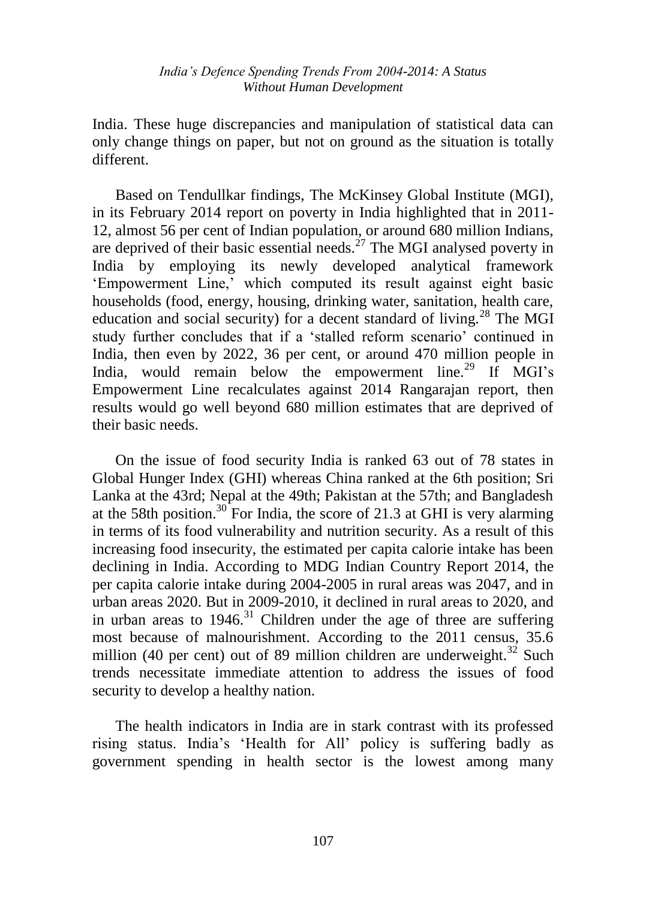India. These huge discrepancies and manipulation of statistical data can only change things on paper, but not on ground as the situation is totally different.

Based on Tendullkar findings, The McKinsey Global Institute (MGI), in its February 2014 report on poverty in India highlighted that in 2011-12, almost 56 per cent of Indian population, or around 680 million Indians, are deprived of their basic essential needs.[27] The MGI analysed poverty in India by employing its newly developed analytical framework 'Empowerment Line,' which computed its result against eight basic households (food, energy, housing, drinking water, sanitation, health care, education and social security) for a decent standard of living.[28] The MGI study further concludes that if a 'stalled reform scenario' continued in India, then even by 2022, 36 per cent, or around 470 million people in India, would remain below the empowerment line.[29] If MGI's Empowerment Line recalculates against 2014 Rangarajan report, then results would go well beyond 680 million estimates that are deprived of their basic needs.

On the issue of food security India is ranked 63 out of 78 states in Global Hunger Index (GHI) whereas China ranked at the 6th position; Sri Lanka at the 43rd; Nepal at the 49th; Pakistan at the 57th; and Bangladesh at the 58th position.[30] For India, the score of 21.3 at GHI is very alarming in terms of its food vulnerability and nutrition security. As a result of this increasing food insecurity, the estimated per capita calorie intake has been declining in India. According to MDG Indian Country Report 2014, the per capita calorie intake during 2004-2005 in rural areas was 2047, and in urban areas 2020. But in 2009-2010, it declined in rural areas to 2020, and in urban areas to 1946.[31] Children under the age of three are suffering most because of malnourishment. According to the 2011 census, 35.6 million (40 per cent) out of 89 million children are underweight.[32] Such trends necessitate immediate attention to address the issues of food security to develop a healthy nation.

The health indicators in India are in stark contrast with its professed rising status. India's 'Health for All' policy is suffering badly as government spending in health sector is the lowest among many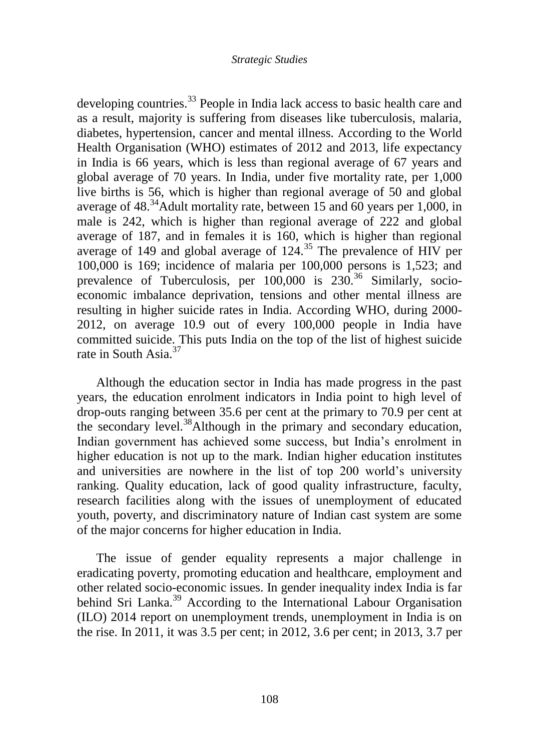developing countries.[33] People in India lack access to basic health care and as a result, majority is suffering from diseases like tuberculosis, malaria, diabetes, hypertension, cancer and mental illness. According to the World Health Organisation (WHO) estimates of 2012 and 2013, life expectancy in India is 66 years, which is less than regional average of 67 years and global average of 70 years. In India, under five mortality rate, per 1,000 live births is 56, which is higher than regional average of 50 and global average of 48.[34]Adult mortality rate, between 15 and 60 years per 1,000, in male is 242, which is higher than regional average of 222 and global average of 187, and in females it is 160, which is higher than regional average of 149 and global average of 124.[35] The prevalence of HIV per 100,000 is 169; incidence of malaria per 100,000 persons is 1,523; and prevalence of Tuberculosis, per 100,000 is 230.[36] Similarly, socio-economic imbalance deprivation, tensions and other mental illness are resulting in higher suicide rates in India. According WHO, during 2000-2012, on average 10.9 out of every 100,000 people in India have committed suicide. This puts India on the top of the list of highest suicide rate in South Asia.[37]

Although the education sector in India has made progress in the past years, the education enrolment indicators in India point to high level of drop-outs ranging between 35.6 per cent at the primary to 70.9 per cent at the secondary level.[38]Although in the primary and secondary education, Indian government has achieved some success, but India's enrolment in higher education is not up to the mark. Indian higher education institutes and universities are nowhere in the list of top 200 world's university ranking. Quality education, lack of good quality infrastructure, faculty, research facilities along with the issues of unemployment of educated youth, poverty, and discriminatory nature of Indian cast system are some of the major concerns for higher education in India.

The issue of gender equality represents a major challenge in eradicating poverty, promoting education and healthcare, employment and other related socio-economic issues. In gender inequality index India is far behind Sri Lanka.[39] According to the International Labour Organisation (ILO) 2014 report on unemployment trends, unemployment in India is on the rise. In 2011, it was 3.5 per cent; in 2012, 3.6 per cent; in 2013, 3.7 per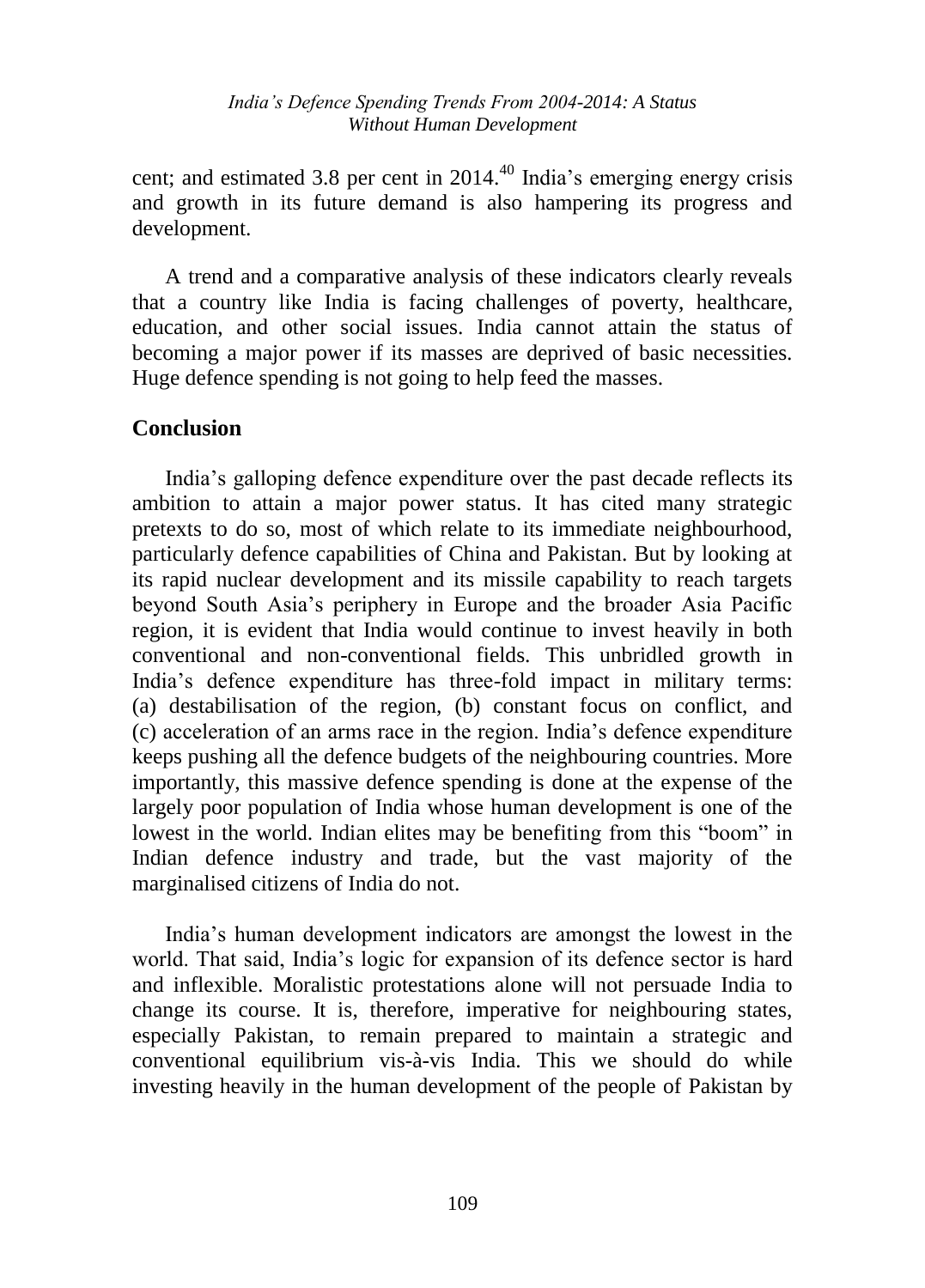cent; and estimated 3.8 per cent in 2014.[40] India's emerging energy crisis and growth in its future demand is also hampering its progress and development.

A trend and a comparative analysis of these indicators clearly reveals that a country like India is facing challenges of poverty, healthcare, education, and other social issues. India cannot attain the status of becoming a major power if its masses are deprived of basic necessities. Huge defence spending is not going to help feed the masses.

## Conclusion

India's galloping defence expenditure over the past decade reflects its ambition to attain a major power status. It has cited many strategic pretexts to do so, most of which relate to its immediate neighbourhood, particularly defence capabilities of China and Pakistan. But by looking at its rapid nuclear development and its missile capability to reach targets beyond South Asia's periphery in Europe and the broader Asia Pacific region, it is evident that India would continue to invest heavily in both conventional and non-conventional fields. This unbridled growth in India's defence expenditure has three-fold impact in military terms: (a) destabilisation of the region, (b) constant focus on conflict, and (c) acceleration of an arms race in the region. India's defence expenditure keeps pushing all the defence budgets of the neighbouring countries. More importantly, this massive defence spending is done at the expense of the largely poor population of India whose human development is one of the lowest in the world. Indian elites may be benefiting from this "boom" in Indian defence industry and trade, but the vast majority of the marginalised citizens of India do not.

India's human development indicators are amongst the lowest in the world. That said, India's logic for expansion of its defence sector is hard and inflexible. Moralistic protestations alone will not persuade India to change its course. It is, therefore, imperative for neighbouring states, especially Pakistan, to remain prepared to maintain a strategic and conventional equilibrium vis-à-vis India. This we should do while investing heavily in the human development of the people of Pakistan by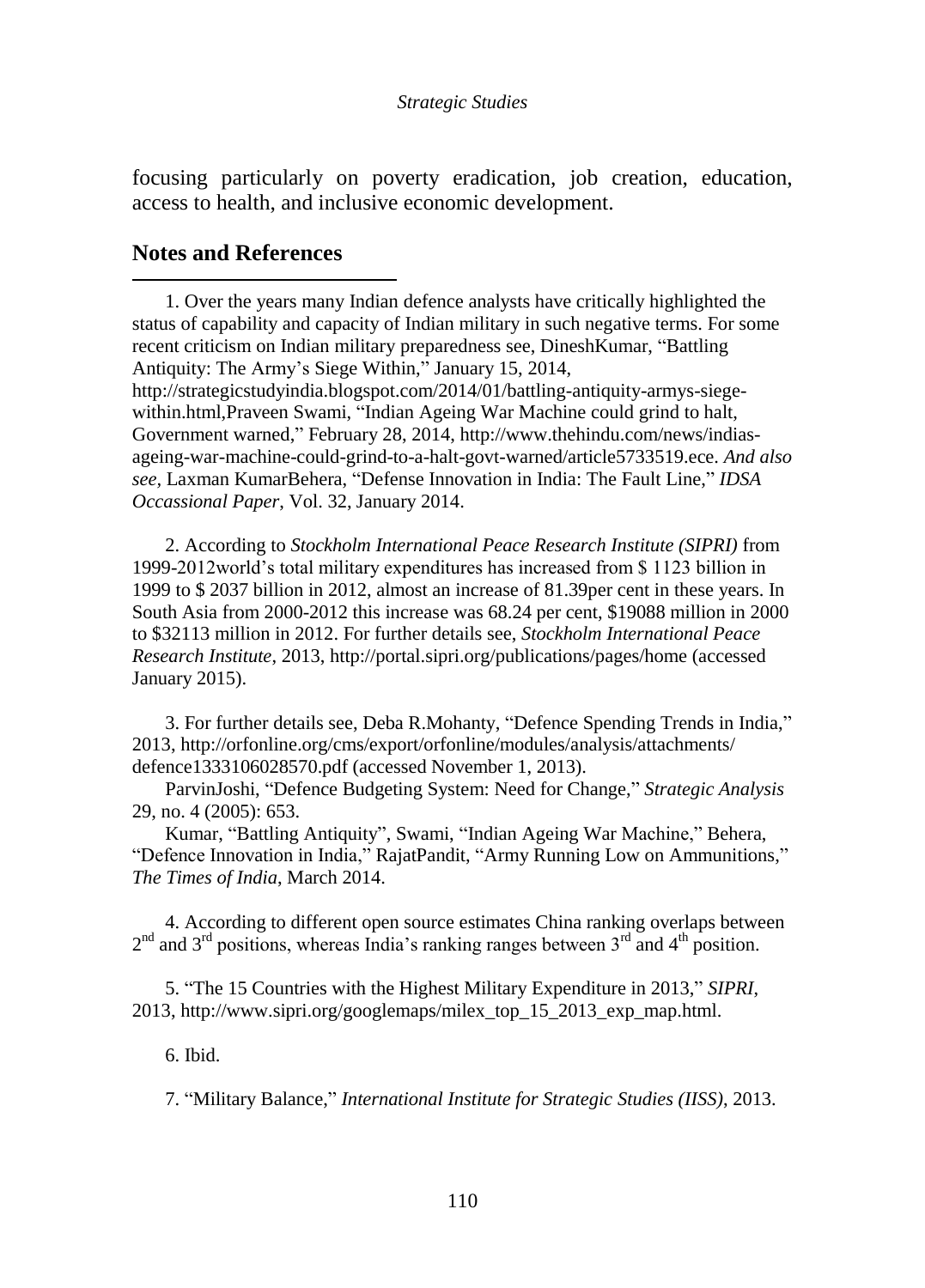focusing particularly on poverty eradication, job creation, education, access to health, and inclusive economic development.

## Notes and References

1. Over the years many Indian defence analysts have critically highlighted the status of capability and capacity of Indian military in such negative terms. For some recent criticism on Indian military preparedness see, DineshKumar, "Battling Antiquity: The Army's Siege Within," January 15, 2014, http://strategicstudyindia.blogspot.com/2014/01/battling-antiquity-armys-siege-within.html,Praveen Swami, "Indian Ageing War Machine could grind to halt, Government warned," February 28, 2014, http://www.thehindu.com/news/indias-ageing-war-machine-could-grind-to-a-halt-govt-warned/article5733519.ece. *And also see*, Laxman KumarBehera, "Defense Innovation in India: The Fault Line," *IDSA Occassional Paper*, Vol. 32, January 2014.

2. According to *Stockholm International Peace Research Institute (SIPRI)* from 1999-2012world's total military expenditures has increased from $ 1123 billion in 1999 to $ 2037 billion in 2012, almost an increase of 81.39per cent in these years. In South Asia from 2000-2012 this increase was 68.24 per cent, $19088 million in 2000 to $32113 million in 2012. For further details see, *Stockholm International Peace Research Institute*, 2013, http://portal.sipri.org/publications/pages/home (accessed January 2015).

3. For further details see, Deba R.Mohanty, "Defence Spending Trends in India," 2013, http://orfonline.org/cms/export/orfonline/modules/analysis/attachments/ defence1333106028570.pdf (accessed November 1, 2013).

ParvinJoshi, "Defence Budgeting System: Need for Change," *Strategic Analysis* 29, no. 4 (2005): 653.

Kumar, "Battling Antiquity", Swami, "Indian Ageing War Machine," Behera, "Defence Innovation in India," RajatPandit, "Army Running Low on Ammunitions," *The Times of India*, March 2014.

4. According to different open source estimates China ranking overlaps between 2nd and 3rd positions, whereas India's ranking ranges between 3rd and 4th position.

5. "The 15 Countries with the Highest Military Expenditure in 2013," *SIPRI*, 2013, http://www.sipri.org/googlemaps/milex_top_15_2013_exp_map.html.

6. Ibid.

7. "Military Balance," *International Institute for Strategic Studies (IISS)*, 2013.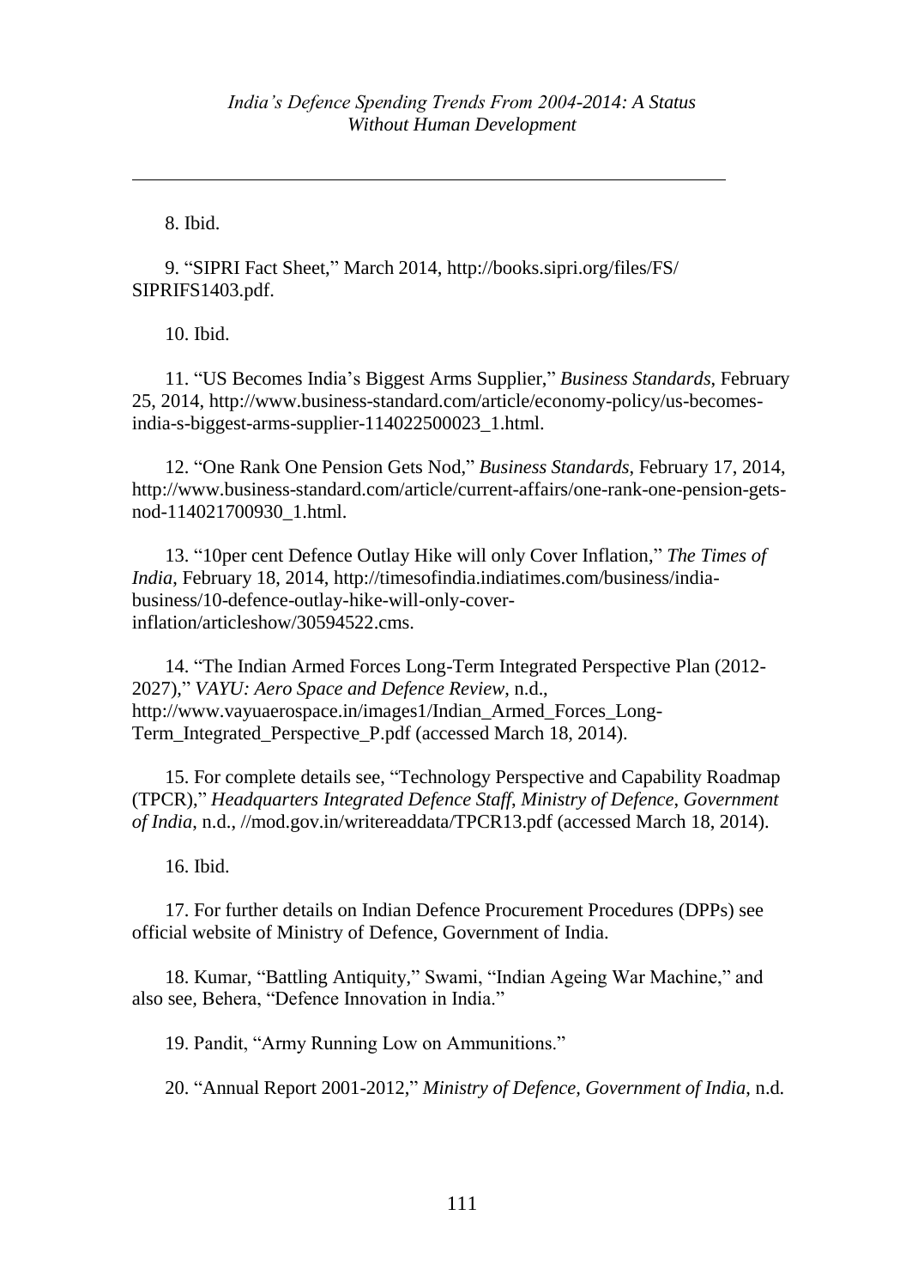8. Ibid.

9. “SIPRI Fact Sheet,” March 2014, http://books.sipri.org/files/FS/ SIPRIFS1403.pdf.

10. Ibid.

11. “US Becomes India’s Biggest Arms Supplier,” *Business Standards*, February 25, 2014, http://www.business-standard.com/article/economy-policy/us-becomes-india-s-biggest-arms-supplier-114022500023_1.html.

12. “One Rank One Pension Gets Nod,” *Business Standards*, February 17, 2014, http://www.business-standard.com/article/current-affairs/one-rank-one-pension-gets-nod-114021700930_1.html.

13. “10per cent Defence Outlay Hike will only Cover Inflation,” *The Times of India*, February 18, 2014, http://timesofindia.indiatimes.com/business/india-business/10-defence-outlay-hike-will-only-cover-inflation/articleshow/30594522.cms.

14. “The Indian Armed Forces Long-Term Integrated Perspective Plan (2012-2027),” *VAYU: Aero Space and Defence Review*, n.d., http://www.vayuaerospace.in/images1/Indian_Armed_Forces_Long-Term_Integrated_Perspective_P.pdf (accessed March 18, 2014).

15. For complete details see, “Technology Perspective and Capability Roadmap (TPCR),” *Headquarters Integrated Defence Staff, Ministry of Defence, Government of India*, n.d., //mod.gov.in/writereaddata/TPCR13.pdf (accessed March 18, 2014).

16. Ibid.

17. For further details on Indian Defence Procurement Procedures (DPPs) see official website of Ministry of Defence, Government of India.

18. Kumar, “Battling Antiquity,” Swami, “Indian Ageing War Machine,” and also see, Behera, “Defence Innovation in India.”

19. Pandit, “Army Running Low on Ammunitions.”

20. “Annual Report 2001-2012,” *Ministry of Defence, Government of India*, n.d.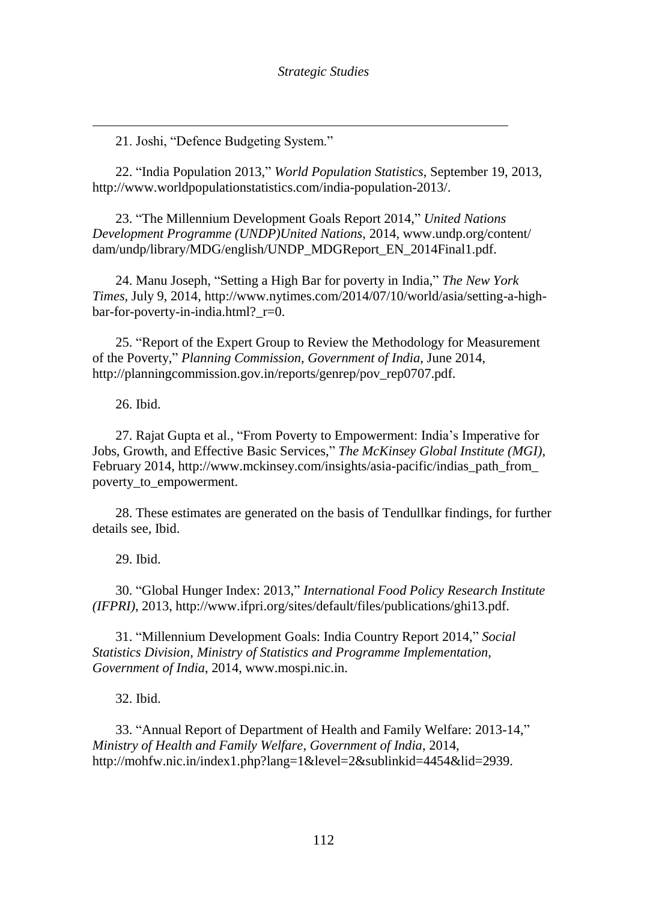21. Joshi, "Defence Budgeting System."

22. "India Population 2013," *World Population Statistics*, September 19, 2013, http://www.worldpopulationstatistics.com/india-population-2013/.

23. "The Millennium Development Goals Report 2014," *United Nations Development Programme (UNDP)United Nations*, 2014, www.undp.org/content/dam/undp/library/MDG/english/UNDP_MDGReport_EN_2014Final1.pdf.

24. Manu Joseph, "Setting a High Bar for poverty in India," *The New York Times*, July 9, 2014, http://www.nytimes.com/2014/07/10/world/asia/setting-a-high-bar-for-poverty-in-india.html?_r=0.

25. "Report of the Expert Group to Review the Methodology for Measurement of the Poverty," *Planning Commission, Government of India*, June 2014, http://planningcommission.gov.in/reports/genrep/pov_rep0707.pdf.

26. Ibid.

27. Rajat Gupta et al., "From Poverty to Empowerment: India's Imperative for Jobs, Growth, and Effective Basic Services," *The McKinsey Global Institute (MGI)*, February 2014, http://www.mckinsey.com/insights/asia-pacific/indias_path_from_poverty_to_empowerment.

28. These estimates are generated on the basis of Tendullkar findings, for further details see, Ibid.

29. Ibid.

30. "Global Hunger Index: 2013," *International Food Policy Research Institute (IFPRI)*, 2013, http://www.ifpri.org/sites/default/files/publications/ghi13.pdf.

31. "Millennium Development Goals: India Country Report 2014," *Social Statistics Division, Ministry of Statistics and Programme Implementation, Government of India*, 2014, www.mospi.nic.in.

32. Ibid.

33. "Annual Report of Department of Health and Family Welfare: 2013-14," *Ministry of Health and Family Welfare, Government of India*, 2014, http://mohfw.nic.in/index1.php?lang=1&level=2&sublinkid=4454&lid=2939.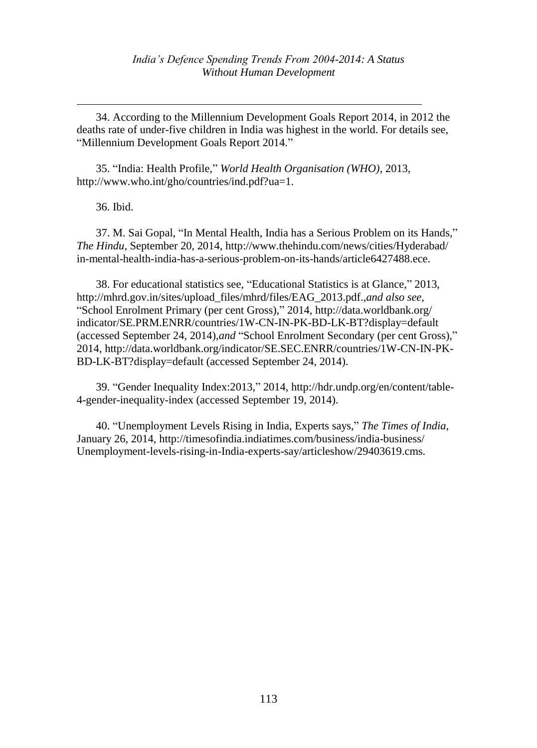34. According to the Millennium Development Goals Report 2014, in 2012 the deaths rate of under-five children in India was highest in the world. For details see, "Millennium Development Goals Report 2014."

35. "India: Health Profile," *World Health Organisation (WHO)*, 2013, http://www.who.int/gho/countries/ind.pdf?ua=1.

36. Ibid.

37. M. Sai Gopal, "In Mental Health, India has a Serious Problem on its Hands," *The Hindu*, September 20, 2014, http://www.thehindu.com/news/cities/Hyderabad/in-mental-health-india-has-a-serious-problem-on-its-hands/article6427488.ece.

38. For educational statistics see, "Educational Statistics is at Glance," 2013, http://mhrd.gov.in/sites/upload_files/mhrd/files/EAG_2013.pdf.,*and also see*, "School Enrolment Primary (per cent Gross)," 2014, http://data.worldbank.org/indicator/SE.PRM.ENRR/countries/1W-CN-IN-PK-BD-LK-BT?display=default (accessed September 24, 2014),*and* "School Enrolment Secondary (per cent Gross)," 2014, http://data.worldbank.org/indicator/SE.SEC.ENRR/countries/1W-CN-IN-PK-BD-LK-BT?display=default (accessed September 24, 2014).

39. "Gender Inequality Index:2013," 2014, http://hdr.undp.org/en/content/table-4-gender-inequality-index (accessed September 19, 2014).

40. "Unemployment Levels Rising in India, Experts says," *The Times of India*, January 26, 2014, http://timesofindia.indiatimes.com/business/india-business/Unemployment-levels-rising-in-India-experts-say/articleshow/29403619.cms.